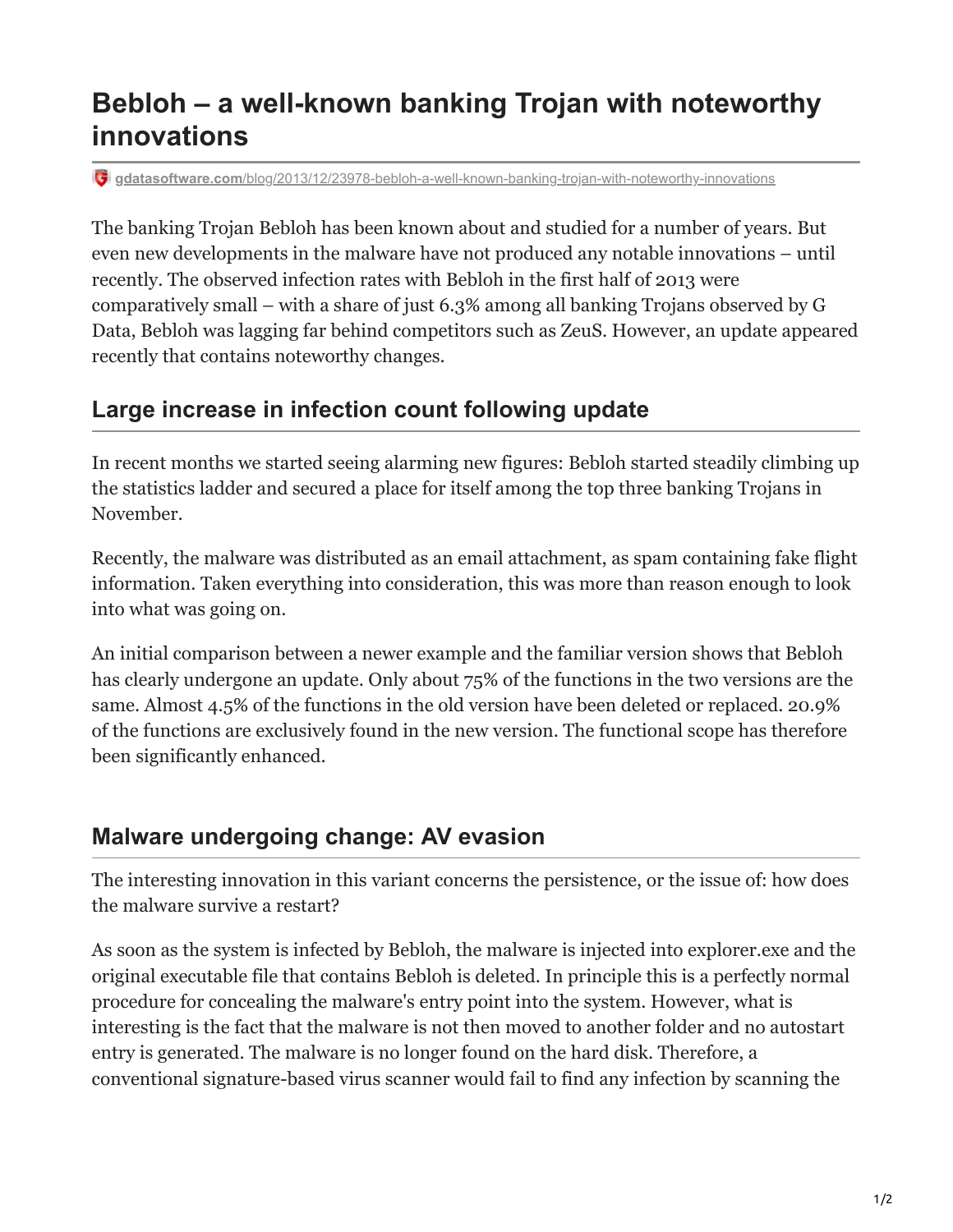# Bebloh – a well-known banking Trojan with noteworthy innovations

gdatasoftware.com/blog/2013/12/23978-bebloh-a-well-known-banking-trojan-with-noteworthy-innovations

The banking Trojan Bebloh has been known about and studied for a number of years. But even new developments in the malware have not produced any notable innovations – until recently. The observed infection rates with Bebloh in the first half of 2013 were comparatively small – with a share of just 6.3% among all banking Trojans observed by G Data, Bebloh was lagging far behind competitors such as ZeuS. However, an update appeared recently that contains noteworthy changes.

## Large increase in infection count following update

In recent months we started seeing alarming new figures: Bebloh started steadily climbing up the statistics ladder and secured a place for itself among the top three banking Trojans in November.

Recently, the malware was distributed as an email attachment, as spam containing fake flight information. Taken everything into consideration, this was more than reason enough to look into what was going on.

An initial comparison between a newer example and the familiar version shows that Bebloh has clearly undergone an update. Only about 75% of the functions in the two versions are the same. Almost 4.5% of the functions in the old version have been deleted or replaced. 20.9% of the functions are exclusively found in the new version. The functional scope has therefore been significantly enhanced.

## Malware undergoing change: AV evasion

The interesting innovation in this variant concerns the persistence, or the issue of: how does the malware survive a restart?

As soon as the system is infected by Bebloh, the malware is injected into explorer.exe and the original executable file that contains Bebloh is deleted. In principle this is a perfectly normal procedure for concealing the malware's entry point into the system. However, what is interesting is the fact that the malware is not then moved to another folder and no autostart entry is generated. The malware is no longer found on the hard disk. Therefore, a conventional signature-based virus scanner would fail to find any infection by scanning the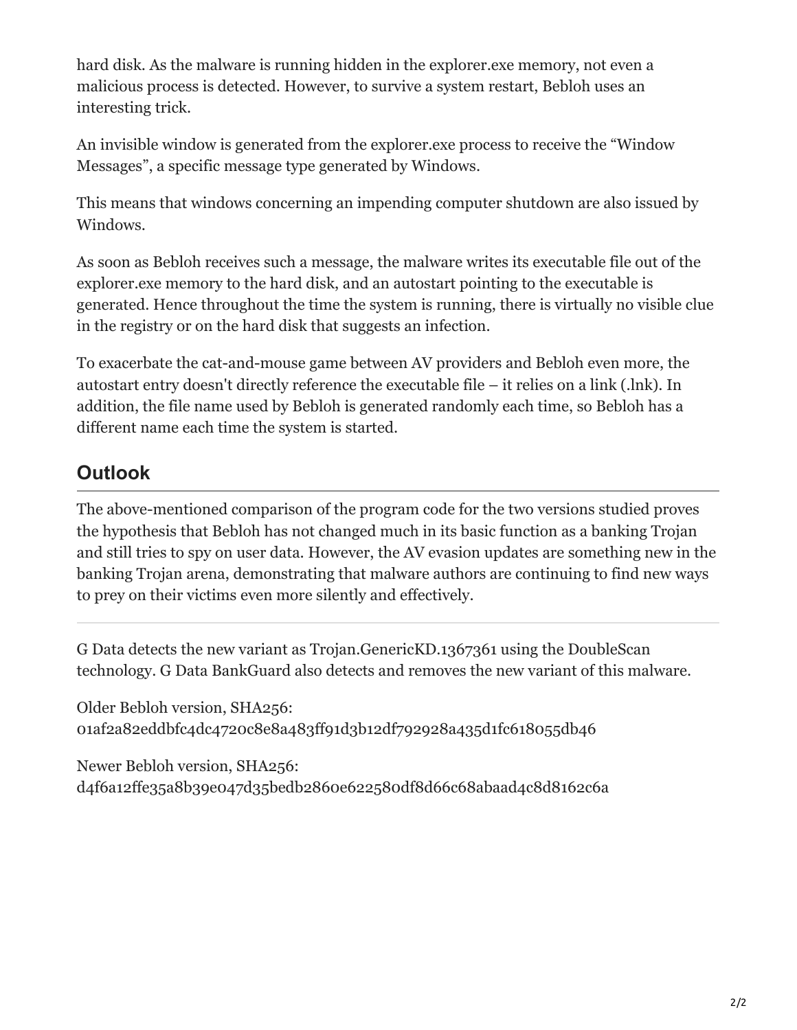hard disk. As the malware is running hidden in the explorer.exe memory, not even a malicious process is detected. However, to survive a system restart, Bebloh uses an interesting trick.

An invisible window is generated from the explorer.exe process to receive the “Window Messages”, a specific message type generated by Windows.

This means that windows concerning an impending computer shutdown are also issued by Windows.

As soon as Bebloh receives such a message, the malware writes its executable file out of the explorer.exe memory to the hard disk, and an autostart pointing to the executable is generated. Hence throughout the time the system is running, there is virtually no visible clue in the registry or on the hard disk that suggests an infection.

To exacerbate the cat-and-mouse game between AV providers and Bebloh even more, the autostart entry doesn't directly reference the executable file – it relies on a link (.lnk). In addition, the file name used by Bebloh is generated randomly each time, so Bebloh has a different name each time the system is started.

## Outlook

The above-mentioned comparison of the program code for the two versions studied proves the hypothesis that Bebloh has not changed much in its basic function as a banking Trojan and still tries to spy on user data. However, the AV evasion updates are something new in the banking Trojan arena, demonstrating that malware authors are continuing to find new ways to prey on their victims even more silently and effectively.

---

G Data detects the new variant as Trojan.GenericKD.1367361 using the DoubleScan technology. G Data BankGuard also detects and removes the new variant of this malware.

Older Bebloh version, SHA256:
01af2a82eddbfc4dc4720c8e8a483ff91d3b12df792928a435d1fc618055db46

Newer Bebloh version, SHA256:
d4f6a12ffe35a8b39e047d35bedb2860e622580df8d66c68abaad4c8d8162c6a